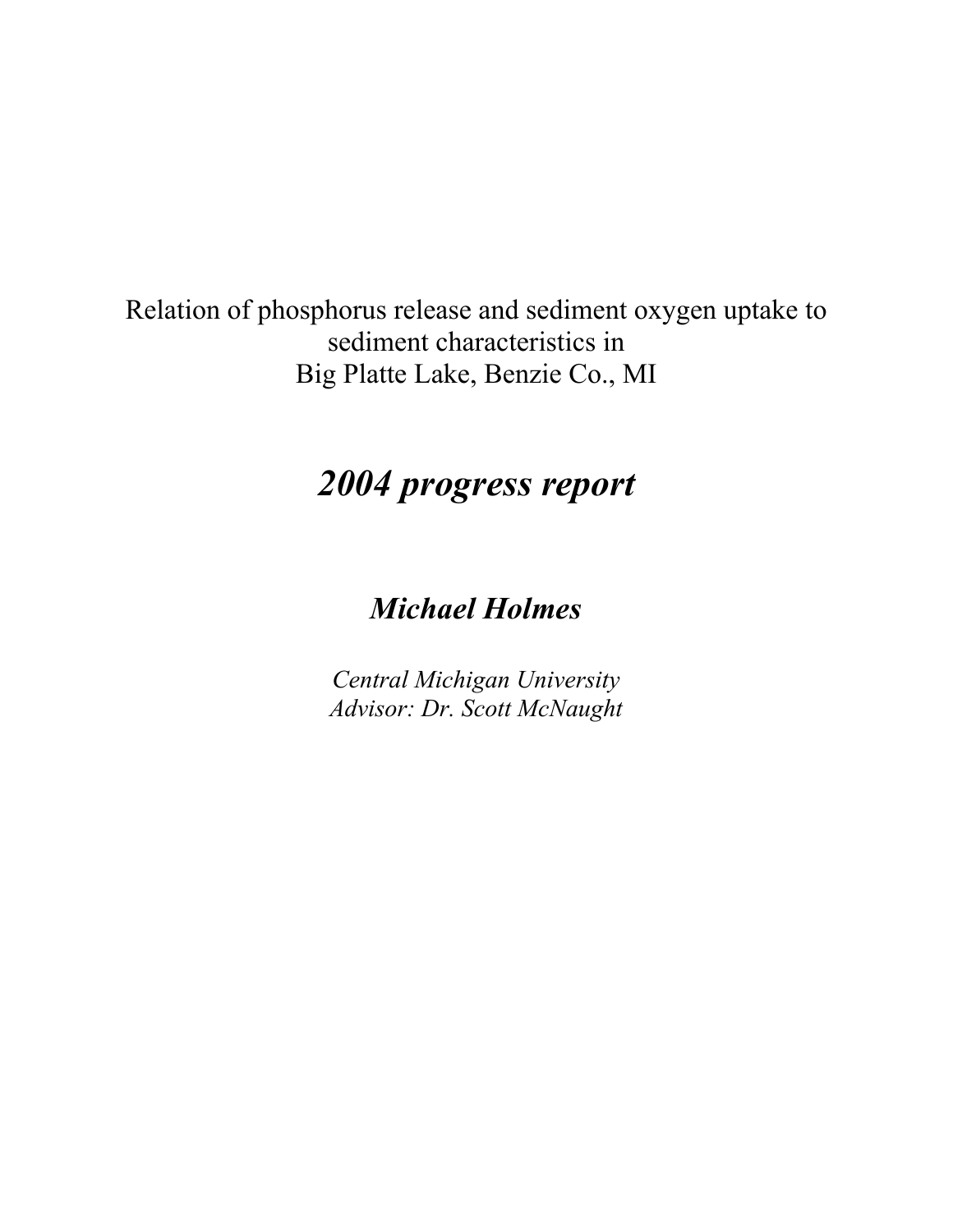Relation of phosphorus release and sediment oxygen uptake to sediment characteristics in
Big Platte Lake, Benzie Co., MI

# *2004 progress report*

## *Michael Holmes*

*Central Michigan University*
*Advisor: Dr. Scott McNaught*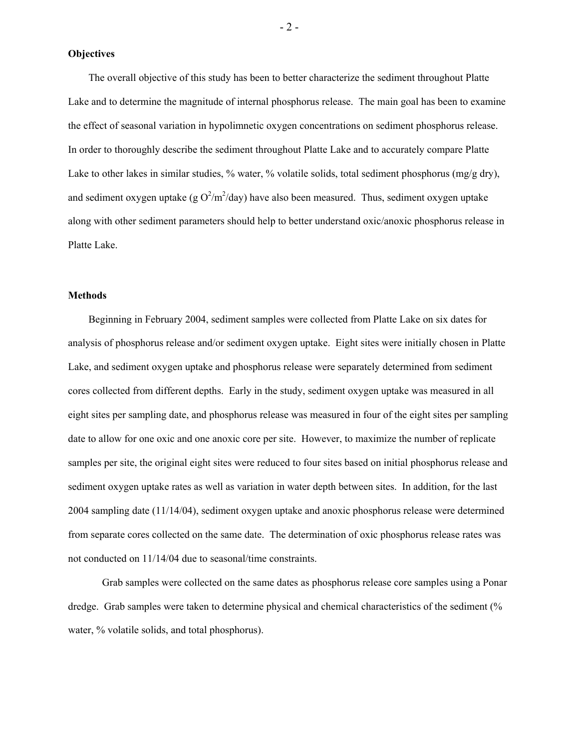**Objectives**

The overall objective of this study has been to better characterize the sediment throughout Platte Lake and to determine the magnitude of internal phosphorus release. The main goal has been to examine the effect of seasonal variation in hypolimnetic oxygen concentrations on sediment phosphorus release. In order to thoroughly describe the sediment throughout Platte Lake and to accurately compare Platte Lake to other lakes in similar studies, % water, % volatile solids, total sediment phosphorus (mg/g dry), and sediment oxygen uptake (g $O^2/m^2$/day) have also been measured. Thus, sediment oxygen uptake along with other sediment parameters should help to better understand oxic/anoxic phosphorus release in Platte Lake.

**Methods**

Beginning in February 2004, sediment samples were collected from Platte Lake on six dates for analysis of phosphorus release and/or sediment oxygen uptake. Eight sites were initially chosen in Platte Lake, and sediment oxygen uptake and phosphorus release were separately determined from sediment cores collected from different depths. Early in the study, sediment oxygen uptake was measured in all eight sites per sampling date, and phosphorus release was measured in four of the eight sites per sampling date to allow for one oxic and one anoxic core per site. However, to maximize the number of replicate samples per site, the original eight sites were reduced to four sites based on initial phosphorus release and sediment oxygen uptake rates as well as variation in water depth between sites. In addition, for the last 2004 sampling date (11/14/04), sediment oxygen uptake and anoxic phosphorus release were determined from separate cores collected on the same date. The determination of oxic phosphorus release rates was not conducted on 11/14/04 due to seasonal/time constraints.

Grab samples were collected on the same dates as phosphorus release core samples using a Ponar dredge. Grab samples were taken to determine physical and chemical characteristics of the sediment (% water, % volatile solids, and total phosphorus).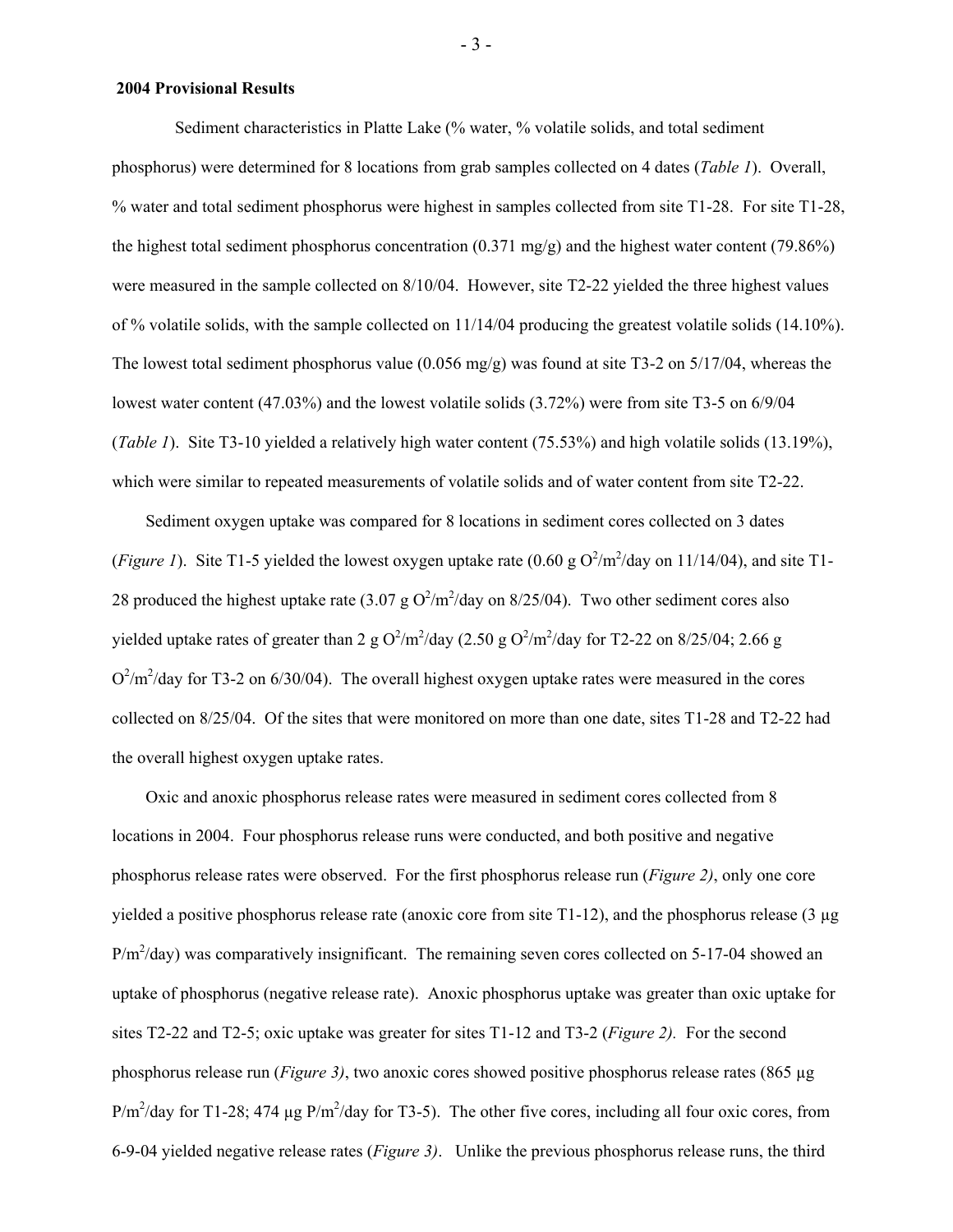**2004 Provisional Results**

Sediment characteristics in Platte Lake (% water, % volatile solids, and total sediment phosphorus) were determined for 8 locations from grab samples collected on 4 dates (*Table 1*). Overall, % water and total sediment phosphorus were highest in samples collected from site T1-28. For site T1-28, the highest total sediment phosphorus concentration (0.371 mg/g) and the highest water content (79.86%) were measured in the sample collected on 8/10/04. However, site T2-22 yielded the three highest values of % volatile solids, with the sample collected on 11/14/04 producing the greatest volatile solids (14.10%). The lowest total sediment phosphorus value (0.056 mg/g) was found at site T3-2 on 5/17/04, whereas the lowest water content (47.03%) and the lowest volatile solids (3.72%) were from site T3-5 on 6/9/04 (*Table 1*). Site T3-10 yielded a relatively high water content (75.53%) and high volatile solids (13.19%), which were similar to repeated measurements of volatile solids and of water content from site T2-22.

Sediment oxygen uptake was compared for 8 locations in sediment cores collected on 3 dates (*Figure 1*). Site T1-5 yielded the lowest oxygen uptake rate (0.60 g $O^2/m^2$/day on 11/14/04), and site T1-28 produced the highest uptake rate (3.07 g $O^2/m^2$/day on 8/25/04). Two other sediment cores also yielded uptake rates of greater than 2 g $O^2/m^2$/day (2.50 g $O^2/m^2$/day for T2-22 on 8/25/04; 2.66 g $O^2/m^2$/day for T3-2 on 6/30/04). The overall highest oxygen uptake rates were measured in the cores collected on 8/25/04. Of the sites that were monitored on more than one date, sites T1-28 and T2-22 had the overall highest oxygen uptake rates.

Oxic and anoxic phosphorus release rates were measured in sediment cores collected from 8 locations in 2004. Four phosphorus release runs were conducted, and both positive and negative phosphorus release rates were observed. For the first phosphorus release run (*Figure 2)*, only one core yielded a positive phosphorus release rate (anoxic core from site T1-12), and the phosphorus release (3 μg $P/m^2$/day) was comparatively insignificant. The remaining seven cores collected on 5-17-04 showed an uptake of phosphorus (negative release rate). Anoxic phosphorus uptake was greater than oxic uptake for sites T2-22 and T2-5; oxic uptake was greater for sites T1-12 and T3-2 (*Figure 2).* For the second phosphorus release run (*Figure 3)*, two anoxic cores showed positive phosphorus release rates (865 μg $P/m^2$/day for T1-28; 474 μg $P/m^2$/day for T3-5). The other five cores, including all four oxic cores, from 6-9-04 yielded negative release rates (*Figure 3)*. Unlike the previous phosphorus release runs, the third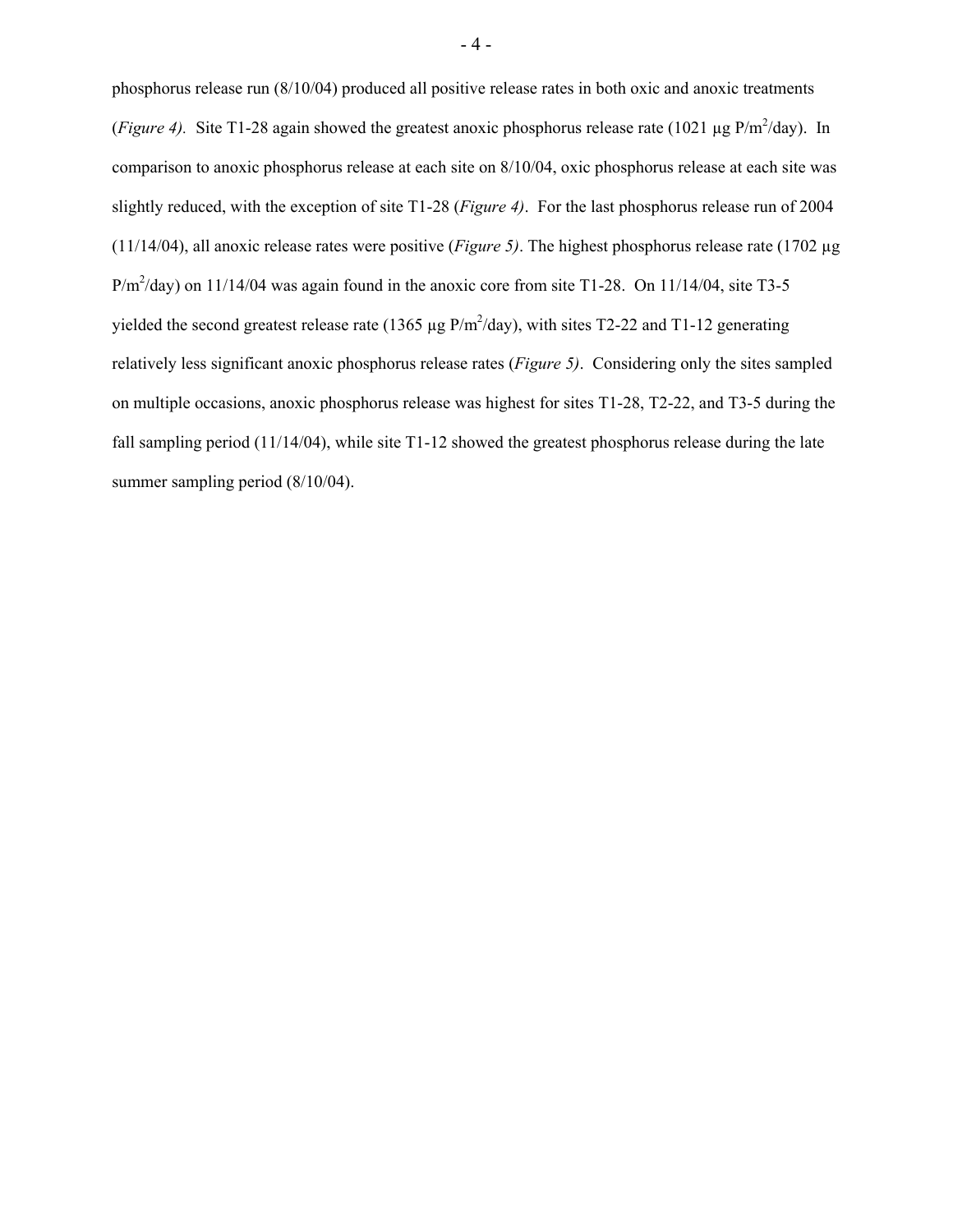phosphorus release run (8/10/04) produced all positive release rates in both oxic and anoxic treatments (*Figure 4).* Site T1-28 again showed the greatest anoxic phosphorus release rate (1021 µg P/m$^2$/day). In comparison to anoxic phosphorus release at each site on 8/10/04, oxic phosphorus release at each site was slightly reduced, with the exception of site T1-28 (*Figure 4)*. For the last phosphorus release run of 2004 (11/14/04), all anoxic release rates were positive (*Figure 5)*. The highest phosphorus release rate (1702 µg P/m$^2$/day) on 11/14/04 was again found in the anoxic core from site T1-28. On 11/14/04, site T3-5 yielded the second greatest release rate (1365 µg P/m$^2$/day), with sites T2-22 and T1-12 generating relatively less significant anoxic phosphorus release rates (*Figure 5)*. Considering only the sites sampled on multiple occasions, anoxic phosphorus release was highest for sites T1-28, T2-22, and T3-5 during the fall sampling period (11/14/04), while site T1-12 showed the greatest phosphorus release during the late summer sampling period (8/10/04).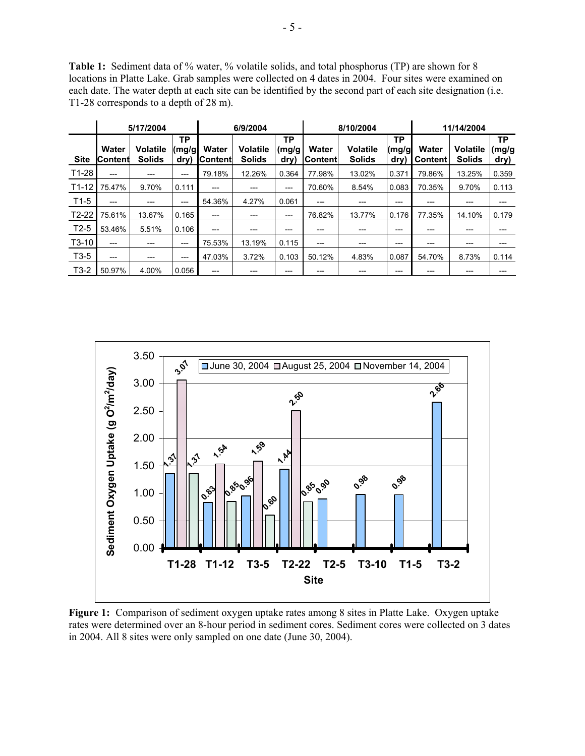**Table 1:** Sediment data of % water, % volatile solids, and total phosphorus (TP) are shown for 8 locations in Platte Lake. Grab samples were collected on 4 dates in 2004. Four sites were examined on each date. The water depth at each site can be identified by the second part of each site designation (i.e. T1-28 corresponds to a depth of 28 m).

| | 5/17/2004 | | | 6/9/2004 | | | 8/10/2004 | | | 11/14/2004 | | |
|---|---|---|---|---|---|---|---|---|---|---|---|---|
| **Site** | **Water Content** | **Volatile Solids** | **TP (mg/g dry)** | **Water Content** | **Volatile Solids** | **TP (mg/g dry)** | **Water Content** | **Volatile Solids** | **TP (mg/g dry)** | **Water Content** | **Volatile Solids** | **TP (mg/g dry)** |
| T1-28 | --- | --- | --- | 79.18% | 12.26% | 0.364 | 77.98% | 13.02% | 0.371 | 79.86% | 13.25% | 0.359 |
| T1-12 | 75.47% | 9.70% | 0.111 | --- | --- | --- | 70.60% | 8.54% | 0.083 | 70.35% | 9.70% | 0.113 |
| T1-5 | --- | --- | --- | 54.36% | 4.27% | 0.061 | --- | --- | --- | --- | --- | --- |
| T2-22 | 75.61% | 13.67% | 0.165 | --- | --- | --- | 76.82% | 13.77% | 0.176 | 77.35% | 14.10% | 0.179 |
| T2-5 | 53.46% | 5.51% | 0.106 | --- | --- | --- | --- | --- | --- | --- | --- | --- |
| T3-10 | --- | --- | --- | 75.53% | 13.19% | 0.115 | --- | --- | --- | --- | --- | --- |
| T3-5 | --- | --- | --- | 47.03% | 3.72% | 0.103 | 50.12% | 4.83% | 0.087 | 54.70% | 8.73% | 0.114 |
| T3-2 | 50.97% | 4.00% | 0.056 | --- | --- | --- | --- | --- | --- | --- | --- | --- |

**Figure 1:** Comparison of sediment oxygen uptake rates among 8 sites in Platte Lake. Oxygen uptake rates were determined over an 8-hour period in sediment cores. Sediment cores were collected on 3 dates in 2004. All 8 sites were only sampled on one date (June 30, 2004).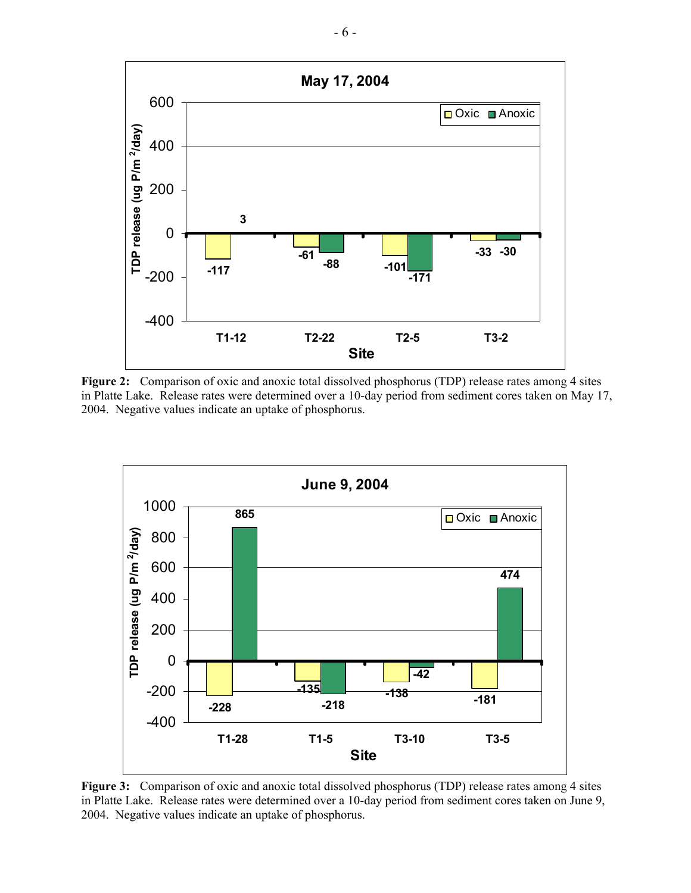**Figure 2:** Comparison of oxic and anoxic total dissolved phosphorus (TDP) release rates among 4 sites in Platte Lake. Release rates were determined over a 10-day period from sediment cores taken on May 17, 2004. Negative values indicate an uptake of phosphorus.

**Figure 3:** Comparison of oxic and anoxic total dissolved phosphorus (TDP) release rates among 4 sites in Platte Lake. Release rates were determined over a 10-day period from sediment cores taken on June 9, 2004. Negative values indicate an uptake of phosphorus.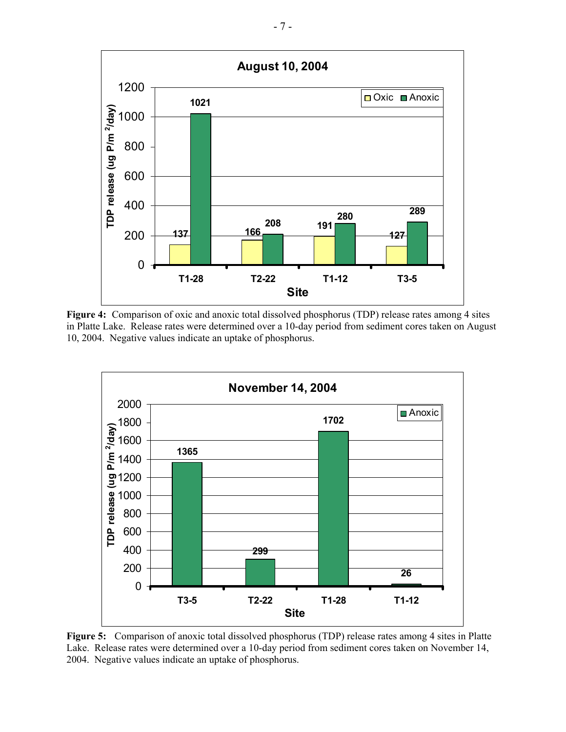**August 10, 2004**

TDP release (ug P/m²/day)

| Site | Oxic | Anoxic |
|---|---|---|
| T1-28 | 137 | 1021 |
| T2-22 | 166 | 208 |
| T1-12 | 191 | 280 |
| T3-5 | 127 | 289 |

**Figure 4:** Comparison of oxic and anoxic total dissolved phosphorus (TDP) release rates among 4 sites in Platte Lake. Release rates were determined over a 10-day period from sediment cores taken on August 10, 2004. Negative values indicate an uptake of phosphorus.

**November 14, 2004**

TDP release (ug P/m²/day)

| Site | Anoxic |
|---|---|
| T3-5 | 1365 |
| T2-22 | 299 |
| T1-28 | 1702 |
| T1-12 | 26 |

**Figure 5:** Comparison of anoxic total dissolved phosphorus (TDP) release rates among 4 sites in Platte Lake. Release rates were determined over a 10-day period from sediment cores taken on November 14, 2004. Negative values indicate an uptake of phosphorus.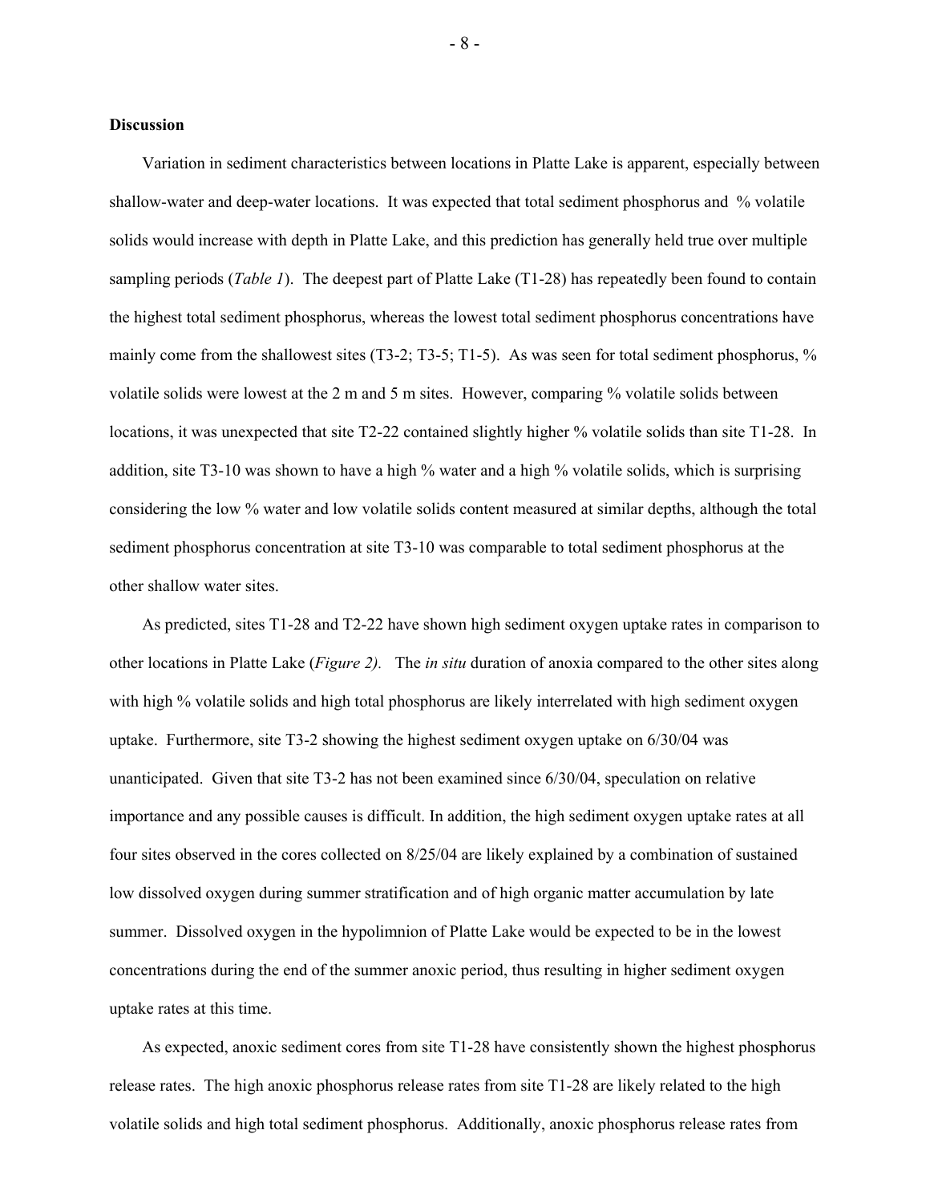**Discussion**

Variation in sediment characteristics between locations in Platte Lake is apparent, especially between shallow-water and deep-water locations. It was expected that total sediment phosphorus and % volatile solids would increase with depth in Platte Lake, and this prediction has generally held true over multiple sampling periods (*Table 1*). The deepest part of Platte Lake (T1-28) has repeatedly been found to contain the highest total sediment phosphorus, whereas the lowest total sediment phosphorus concentrations have mainly come from the shallowest sites (T3-2; T3-5; T1-5). As was seen for total sediment phosphorus, % volatile solids were lowest at the 2 m and 5 m sites. However, comparing % volatile solids between locations, it was unexpected that site T2-22 contained slightly higher % volatile solids than site T1-28. In addition, site T3-10 was shown to have a high % water and a high % volatile solids, which is surprising considering the low % water and low volatile solids content measured at similar depths, although the total sediment phosphorus concentration at site T3-10 was comparable to total sediment phosphorus at the other shallow water sites.

As predicted, sites T1-28 and T2-22 have shown high sediment oxygen uptake rates in comparison to other locations in Platte Lake (*Figure 2).* The *in situ* duration of anoxia compared to the other sites along with high % volatile solids and high total phosphorus are likely interrelated with high sediment oxygen uptake. Furthermore, site T3-2 showing the highest sediment oxygen uptake on 6/30/04 was unanticipated. Given that site T3-2 has not been examined since 6/30/04, speculation on relative importance and any possible causes is difficult. In addition, the high sediment oxygen uptake rates at all four sites observed in the cores collected on 8/25/04 are likely explained by a combination of sustained low dissolved oxygen during summer stratification and of high organic matter accumulation by late summer. Dissolved oxygen in the hypolimnion of Platte Lake would be expected to be in the lowest concentrations during the end of the summer anoxic period, thus resulting in higher sediment oxygen uptake rates at this time.

As expected, anoxic sediment cores from site T1-28 have consistently shown the highest phosphorus release rates. The high anoxic phosphorus release rates from site T1-28 are likely related to the high volatile solids and high total sediment phosphorus. Additionally, anoxic phosphorus release rates from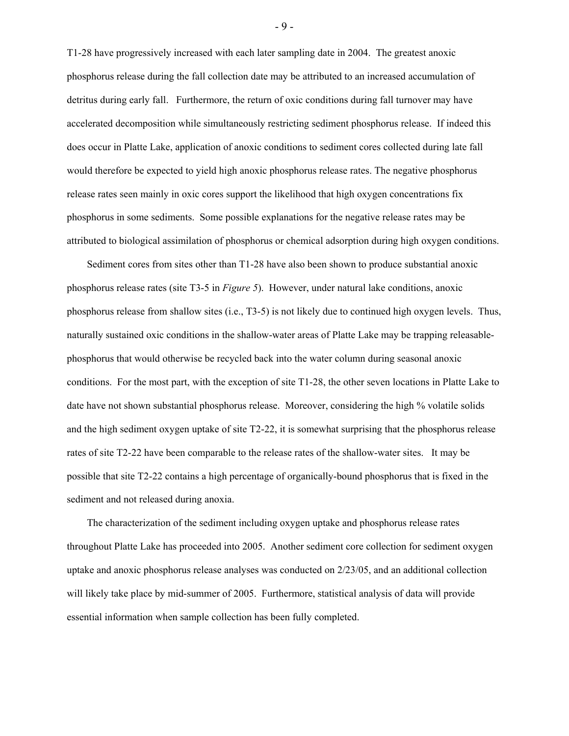T1-28 have progressively increased with each later sampling date in 2004. The greatest anoxic phosphorus release during the fall collection date may be attributed to an increased accumulation of detritus during early fall. Furthermore, the return of oxic conditions during fall turnover may have accelerated decomposition while simultaneously restricting sediment phosphorus release. If indeed this does occur in Platte Lake, application of anoxic conditions to sediment cores collected during late fall would therefore be expected to yield high anoxic phosphorus release rates. The negative phosphorus release rates seen mainly in oxic cores support the likelihood that high oxygen concentrations fix phosphorus in some sediments. Some possible explanations for the negative release rates may be attributed to biological assimilation of phosphorus or chemical adsorption during high oxygen conditions.

Sediment cores from sites other than T1-28 have also been shown to produce substantial anoxic phosphorus release rates (site T3-5 in *Figure 5*). However, under natural lake conditions, anoxic phosphorus release from shallow sites (i.e., T3-5) is not likely due to continued high oxygen levels. Thus, naturally sustained oxic conditions in the shallow-water areas of Platte Lake may be trapping releasable-phosphorus that would otherwise be recycled back into the water column during seasonal anoxic conditions. For the most part, with the exception of site T1-28, the other seven locations in Platte Lake to date have not shown substantial phosphorus release. Moreover, considering the high % volatile solids and the high sediment oxygen uptake of site T2-22, it is somewhat surprising that the phosphorus release rates of site T2-22 have been comparable to the release rates of the shallow-water sites. It may be possible that site T2-22 contains a high percentage of organically-bound phosphorus that is fixed in the sediment and not released during anoxia.

The characterization of the sediment including oxygen uptake and phosphorus release rates throughout Platte Lake has proceeded into 2005. Another sediment core collection for sediment oxygen uptake and anoxic phosphorus release analyses was conducted on 2/23/05, and an additional collection will likely take place by mid-summer of 2005. Furthermore, statistical analysis of data will provide essential information when sample collection has been fully completed.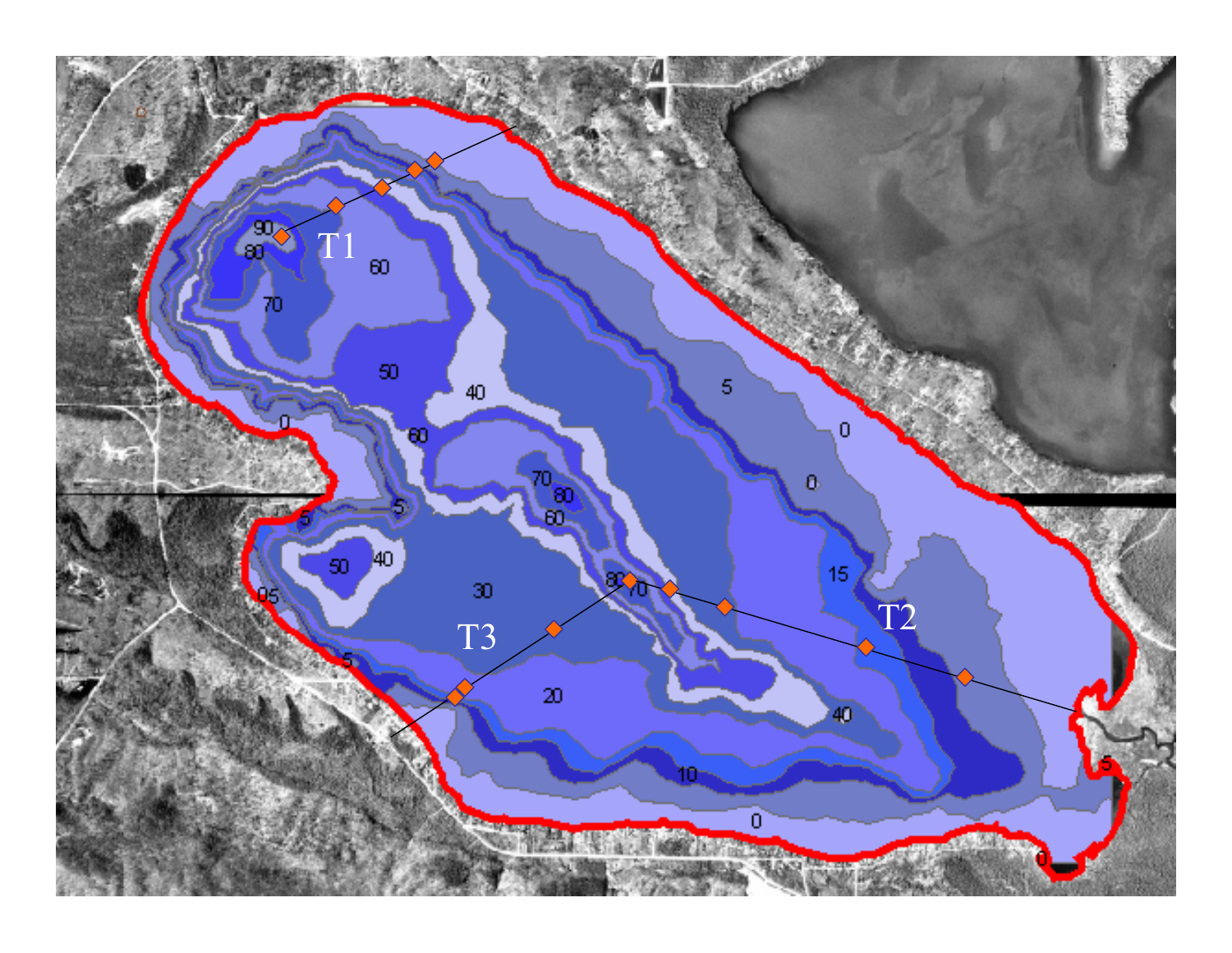90
80
T1
60
70
50
40
5
0
0
0
60
70
80
60
5
5
50
40
15
T2
05
30
80
70
T3
5
20
40
10
0
5
0